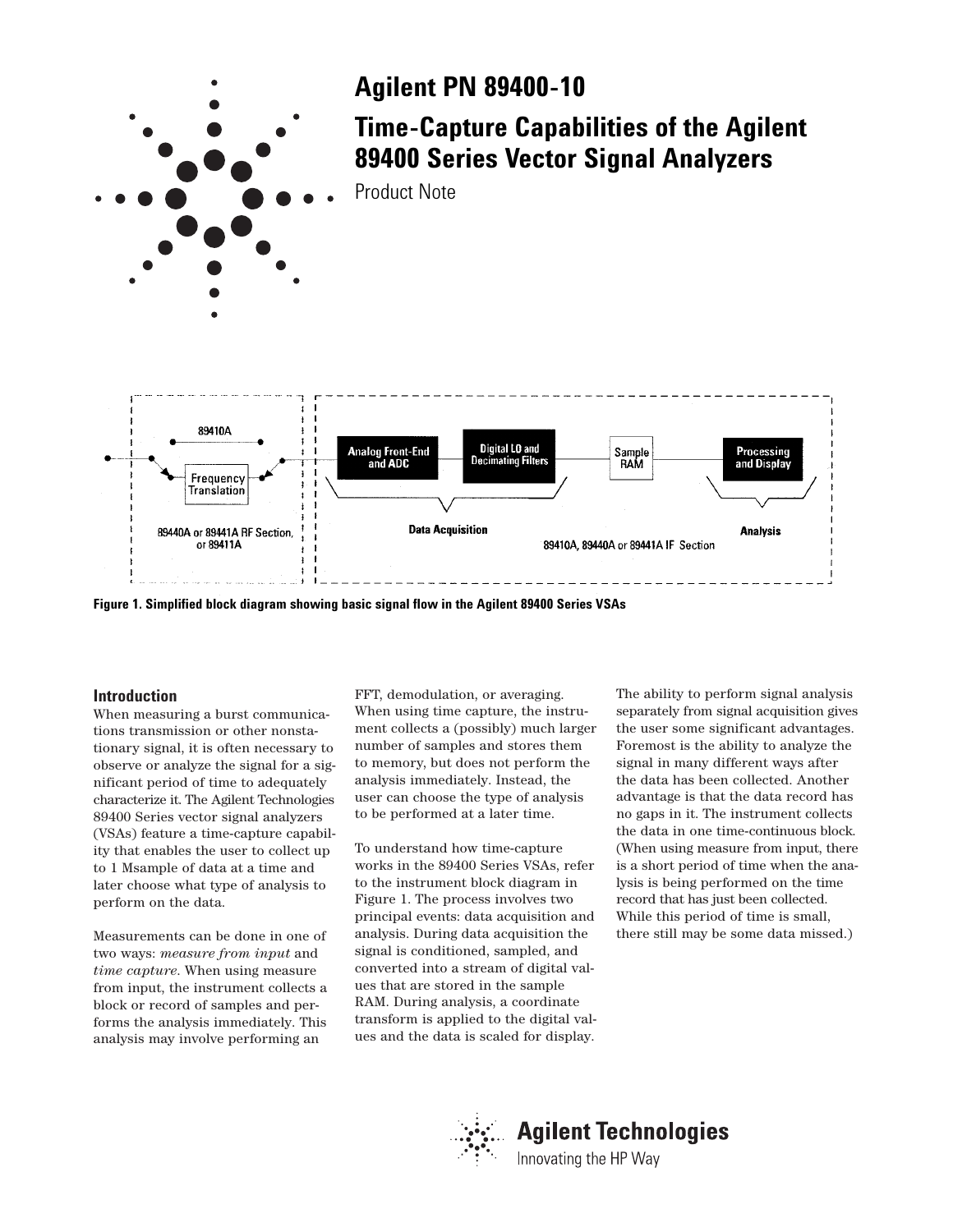# Agilent PN 89400-10

# Time-Capture Capabilities of the Agilent 89400 Series Vector Signal Analyzers

Product Note

Figure 1. Simplified block diagram showing basic signal flow in the Agilent 89400 Series VSAs

## Introduction

When measuring a burst communications transmission or other nonstationary signal, it is often necessary to observe or analyze the signal for a significant period of time to adequately characterize it. The Agilent Technologies 89400 Series vector signal analyzers (VSAs) feature a time-capture capability that enables the user to collect up to 1 Msample of data at a time and later choose what type of analysis to perform on the data.

Measurements can be done in one of two ways: *measure from input* and *time capture*. When using measure from input, the instrument collects a block or record of samples and performs the analysis immediately. This analysis may involve performing an FFT, demodulation, or averaging. When using time capture, the instrument collects a (possibly) much larger number of samples and stores them to memory, but does not perform the analysis immediately. Instead, the user can choose the type of analysis to be performed at a later time.

To understand how time-capture works in the 89400 Series VSAs, refer to the instrument block diagram in Figure 1. The process involves two principal events: data acquisition and analysis. During data acquisition the signal is conditioned, sampled, and converted into a stream of digital values that are stored in the sample RAM. During analysis, a coordinate transform is applied to the digital values and the data is scaled for display.

The ability to perform signal analysis separately from signal acquisition gives the user some significant advantages. Foremost is the ability to analyze the signal in many different ways after the data has been collected. Another advantage is that the data record has no gaps in it. The instrument collects the data in one time-continuous block. (When using measure from input, there is a short period of time when the analysis is being performed on the time record that has just been collected. While this period of time is small, there still may be some data missed.)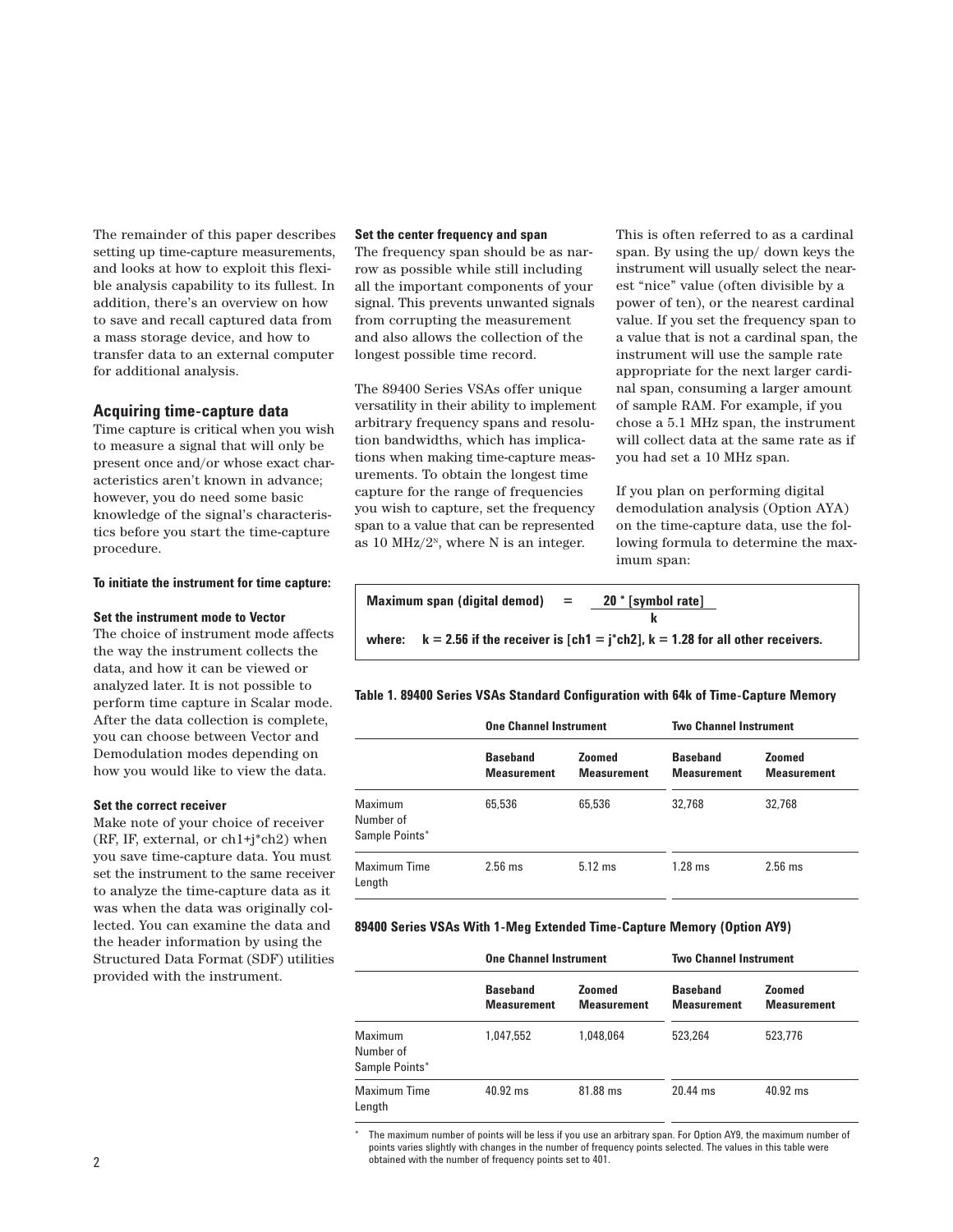The remainder of this paper describes setting up time-capture measurements, and looks at how to exploit this flexible analysis capability to its fullest. In addition, there's an overview on how to save and recall captured data from a mass storage device, and how to transfer data to an external computer for additional analysis.

## Acquiring time-capture data

Time capture is critical when you wish to measure a signal that will only be present once and/or whose exact characteristics aren't known in advance; however, you do need some basic knowledge of the signal's characteristics before you start the time-capture procedure.

**To initiate the instrument for time capture:**

**Set the instrument mode to Vector**

The choice of instrument mode affects the way the instrument collects the data, and how it can be viewed or analyzed later. It is not possible to perform time capture in Scalar mode. After the data collection is complete, you can choose between Vector and Demodulation modes depending on how you would like to view the data.

**Set the correct receiver**

Make note of your choice of receiver (RF, IF, external, or ch1+j*ch2) when you save time-capture data. You must set the instrument to the same receiver to analyze the time-capture data as it was when the data was originally collected. You can examine the data and the header information by using the Structured Data Format (SDF) utilities provided with the instrument.

**Set the center frequency and span**

The frequency span should be as narrow as possible while still including all the important components of your signal. This prevents unwanted signals from corrupting the measurement and also allows the collection of the longest possible time record.

The 89400 Series VSAs offer unique versatility in their ability to implement arbitrary frequency spans and resolution bandwidths, which has implications when making time-capture measurements. To obtain the longest time capture for the range of frequencies you wish to capture, set the frequency span to a value that can be represented as 10 MHz/$2^N$, where N is an integer. This is often referred to as a cardinal span. By using the up/ down keys the instrument will usually select the nearest "nice" value (often divisible by a power of ten), or the nearest cardinal value. If you set the frequency span to a value that is not a cardinal span, the instrument will use the sample rate appropriate for the next larger cardinal span, consuming a larger amount of sample RAM. For example, if you chose a 5.1 MHz span, the instrument will collect data at the same rate as if you had set a 10 MHz span.

If you plan on performing digital demodulation analysis (Option AYA) on the time-capture data, use the following formula to determine the maximum span:

$$\text{Maximum span (digital demod)} = \frac{20 * [\text{symbol rate}]}{k}$$

**where: k = 2.56 if the receiver is [ch1 = j*ch2], k = 1.28 for all other receivers.**

**Table 1. 89400 Series VSAs Standard Configuration with 64k of Time-Capture Memory**

| | One Channel Instrument | | Two Channel Instrument | |
|---|---|---|---|---|
| | Baseband Measurement | Zoomed Measurement | Baseband Measurement | Zoomed Measurement |
| Maximum Number of Sample Points* | 65,536 | 65,536 | 32,768 | 32,768 |
| Maximum Time Length | 2.56 ms | 5.12 ms | 1.28 ms | 2.56 ms |

**89400 Series VSAs With 1-Meg Extended Time-Capture Memory (Option AY9)**

| | One Channel Instrument | | Two Channel Instrument | |
|---|---|---|---|---|
| | Baseband Measurement | Zoomed Measurement | Baseband Measurement | Zoomed Measurement |
| Maximum Number of Sample Points* | 1,047,552 | 1,048,064 | 523,264 | 523,776 |
| Maximum Time Length | 40.92 ms | 81.88 ms | 20.44 ms | 40.92 ms |

\* The maximum number of points will be less if you use an arbitrary span. For Option AY9, the maximum number of points varies slightly with changes in the number of frequency points selected. The values in this table were obtained with the number of frequency points set to 401.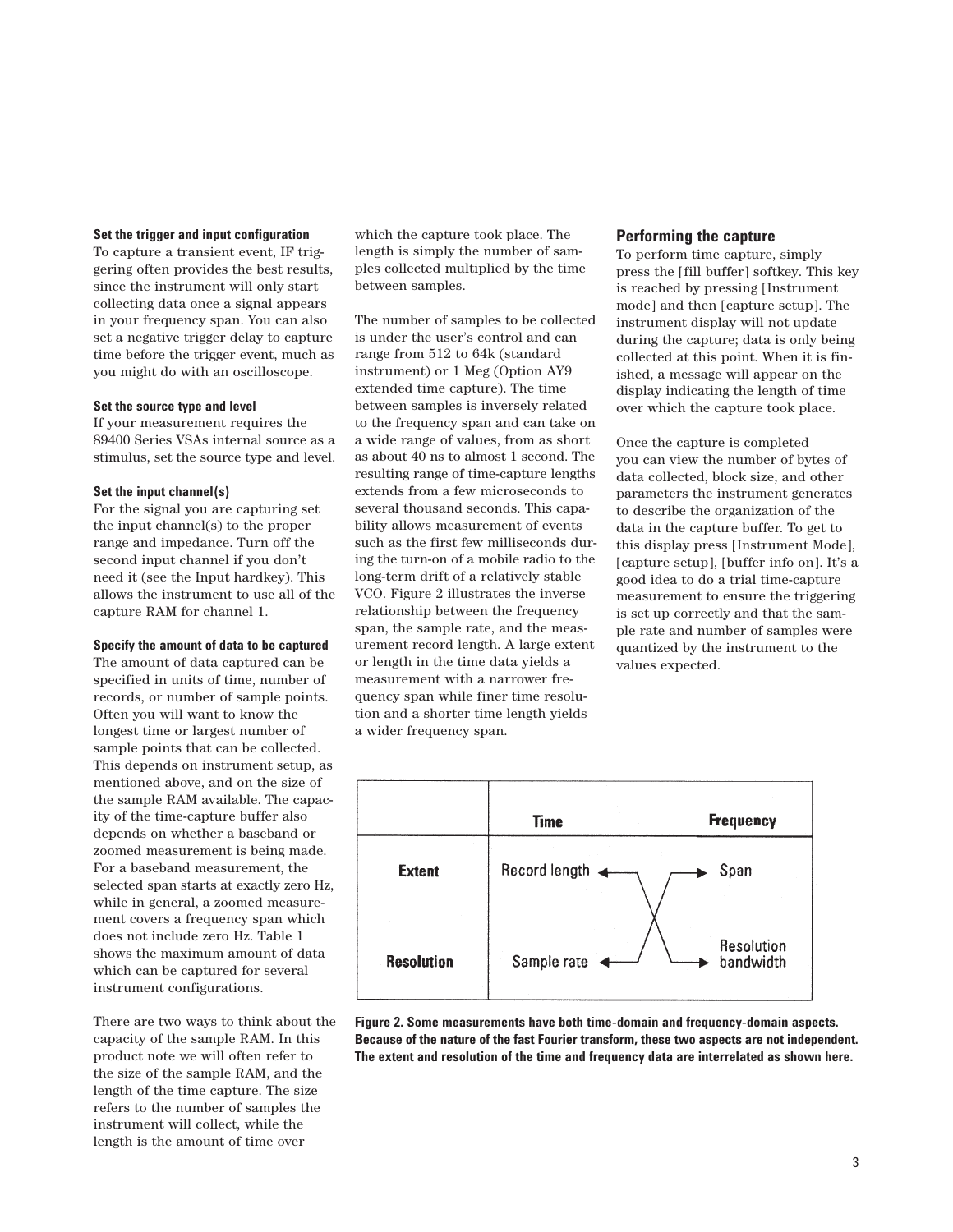#### Set the trigger and input configuration

To capture a transient event, IF triggering often provides the best results, since the instrument will only start collecting data once a signal appears in your frequency span. You can also set a negative trigger delay to capture time before the trigger event, much as you might do with an oscilloscope.

#### Set the source type and level

If your measurement requires the 89400 Series VSAs internal source as a stimulus, set the source type and level.

#### Set the input channel(s)

For the signal you are capturing set the input channel(s) to the proper range and impedance. Turn off the second input channel if you don't need it (see the Input hardkey). This allows the instrument to use all of the capture RAM for channel 1.

#### Specify the amount of data to be captured

The amount of data captured can be specified in units of time, number of records, or number of sample points. Often you will want to know the longest time or largest number of sample points that can be collected. This depends on instrument setup, as mentioned above, and on the size of the sample RAM available. The capacity of the time-capture buffer also depends on whether a baseband or zoomed measurement is being made. For a baseband measurement, the selected span starts at exactly zero Hz, while in general, a zoomed measurement covers a frequency span which does not include zero Hz. Table 1 shows the maximum amount of data which can be captured for several instrument configurations.

There are two ways to think about the capacity of the sample RAM. In this product note we will often refer to the size of the sample RAM, and the length of the time capture. The size refers to the number of samples the instrument will collect, while the length is the amount of time over which the capture took place. The length is simply the number of samples collected multiplied by the time between samples.

The number of samples to be collected is under the user's control and can range from 512 to 64k (standard instrument) or 1 Meg (Option AY9 extended time capture). The time between samples is inversely related to the frequency span and can take on a wide range of values, from as short as about 40 ns to almost 1 second. The resulting range of time-capture lengths extends from a few microseconds to several thousand seconds. This capability allows measurement of events such as the first few milliseconds during the turn-on of a mobile radio to the long-term drift of a relatively stable VCO. Figure 2 illustrates the inverse relationship between the frequency span, the sample rate, and the measurement record length. A large extent or length in the time data yields a measurement with a narrower frequency span while finer time resolution and a shorter time length yields a wider frequency span.

### Performing the capture

To perform time capture, simply press the [fill buffer] softkey. This key is reached by pressing [Instrument mode] and then [capture setup]. The instrument display will not update during the capture; data is only being collected at this point. When it is finished, a message will appear on the display indicating the length of time over which the capture took place.

Once the capture is completed you can view the number of bytes of data collected, block size, and other parameters the instrument generates to describe the organization of the data in the capture buffer. To get to this display press [Instrument Mode], [capture setup], [buffer info on]. It's a good idea to do a trial time-capture measurement to ensure the triggering is set up correctly and that the sample rate and number of samples were quantized by the instrument to the values expected.

| | Time | Frequency |
|---|---|---|
| **Extent** | Record length | Span |
| **Resolution** | Sample rate | Resolution bandwidth |

**Figure 2. Some measurements have both time-domain and frequency-domain aspects. Because of the nature of the fast Fourier transform, these two aspects are not independent. The extent and resolution of the time and frequency data are interrelated as shown here.**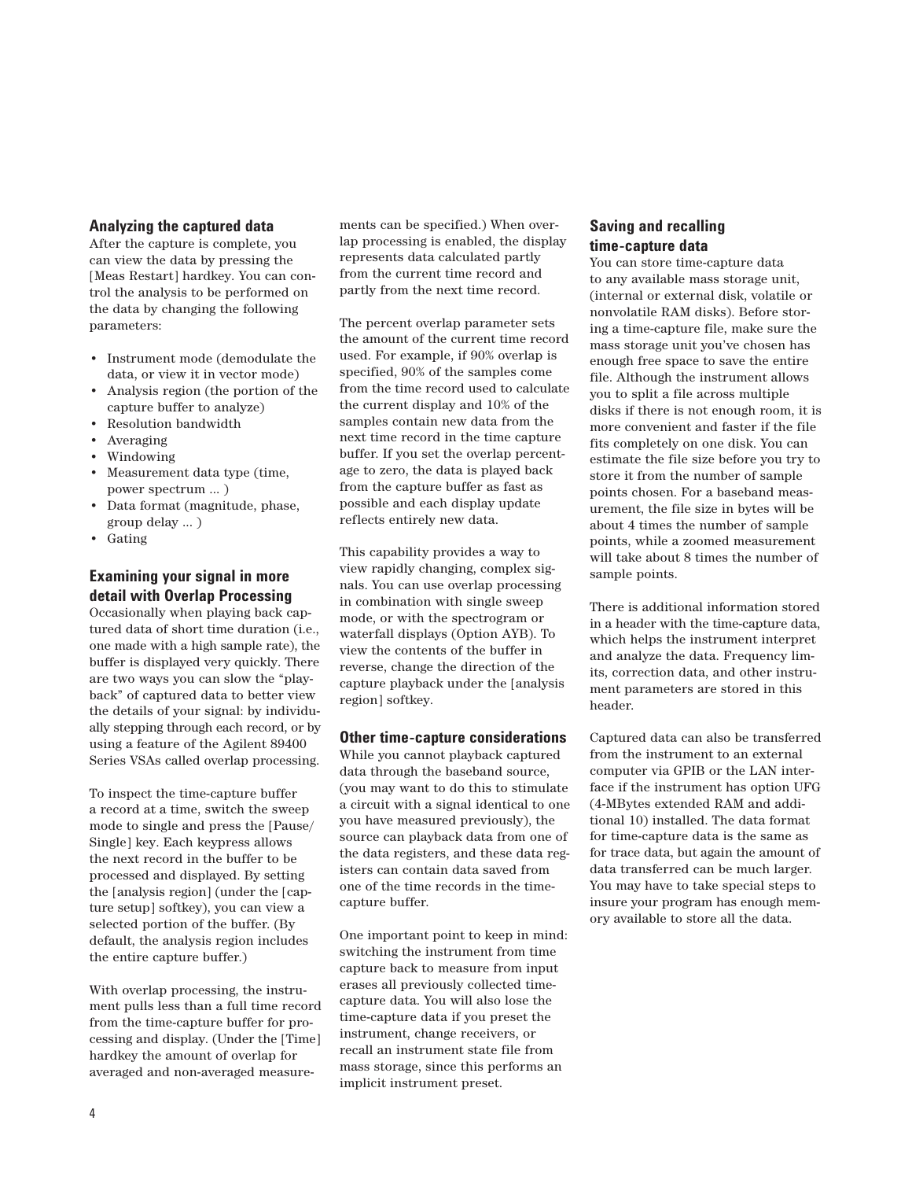## Analyzing the captured data

After the capture is complete, you can view the data by pressing the [Meas Restart] hardkey. You can control the analysis to be performed on the data by changing the following parameters:

- Instrument mode (demodulate the data, or view it in vector mode)
- Analysis region (the portion of the capture buffer to analyze)
- Resolution bandwidth
- Averaging
- Windowing
- Measurement data type (time, power spectrum ... )
- Data format (magnitude, phase, group delay ... )
- Gating

## Examining your signal in more detail with Overlap Processing

Occasionally when playing back captured data of short time duration (i.e., one made with a high sample rate), the buffer is displayed very quickly. There are two ways you can slow the "playback" of captured data to better view the details of your signal: by individually stepping through each record, or by using a feature of the Agilent 89400 Series VSAs called overlap processing.

To inspect the time-capture buffer a record at a time, switch the sweep mode to single and press the [Pause/Single] key. Each keypress allows the next record in the buffer to be processed and displayed. By setting the [analysis region] (under the [capture setup] softkey), you can view a selected portion of the buffer. (By default, the analysis region includes the entire capture buffer.)

With overlap processing, the instrument pulls less than a full time record from the time-capture buffer for processing and display. (Under the [Time] hardkey the amount of overlap for averaged and non-averaged measurements can be specified.) When overlap processing is enabled, the display represents data calculated partly from the current time record and partly from the next time record.

The percent overlap parameter sets the amount of the current time record used. For example, if 90% overlap is specified, 90% of the samples come from the time record used to calculate the current display and 10% of the samples contain new data from the next time record in the time capture buffer. If you set the overlap percentage to zero, the data is played back from the capture buffer as fast as possible and each display update reflects entirely new data.

This capability provides a way to view rapidly changing, complex signals. You can use overlap processing in combination with single sweep mode, or with the spectrogram or waterfall displays (Option AYB). To view the contents of the buffer in reverse, change the direction of the capture playback under the [analysis region] softkey.

## Other time-capture considerations

While you cannot playback captured data through the baseband source, (you may want to do this to stimulate a circuit with a signal identical to one you have measured previously), the source can playback data from one of the data registers, and these data registers can contain data saved from one of the time records in the time-capture buffer.

One important point to keep in mind: switching the instrument from time capture back to measure from input erases all previously collected time-capture data. You will also lose the time-capture data if you preset the instrument, change receivers, or recall an instrument state file from mass storage, since this performs an implicit instrument preset.

## Saving and recalling time-capture data

You can store time-capture data to any available mass storage unit, (internal or external disk, volatile or nonvolatile RAM disks). Before storing a time-capture file, make sure the mass storage unit you've chosen has enough free space to save the entire file. Although the instrument allows you to split a file across multiple disks if there is not enough room, it is more convenient and faster if the file fits completely on one disk. You can estimate the file size before you try to store it from the number of sample points chosen. For a baseband measurement, the file size in bytes will be about 4 times the number of sample points, while a zoomed measurement will take about 8 times the number of sample points.

There is additional information stored in a header with the time-capture data, which helps the instrument interpret and analyze the data. Frequency limits, correction data, and other instrument parameters are stored in this header.

Captured data can also be transferred from the instrument to an external computer via GPIB or the LAN interface if the instrument has option UFG (4-MBytes extended RAM and additional 10) installed. The data format for time-capture data is the same as for trace data, but again the amount of data transferred can be much larger. You may have to take special steps to insure your program has enough memory available to store all the data.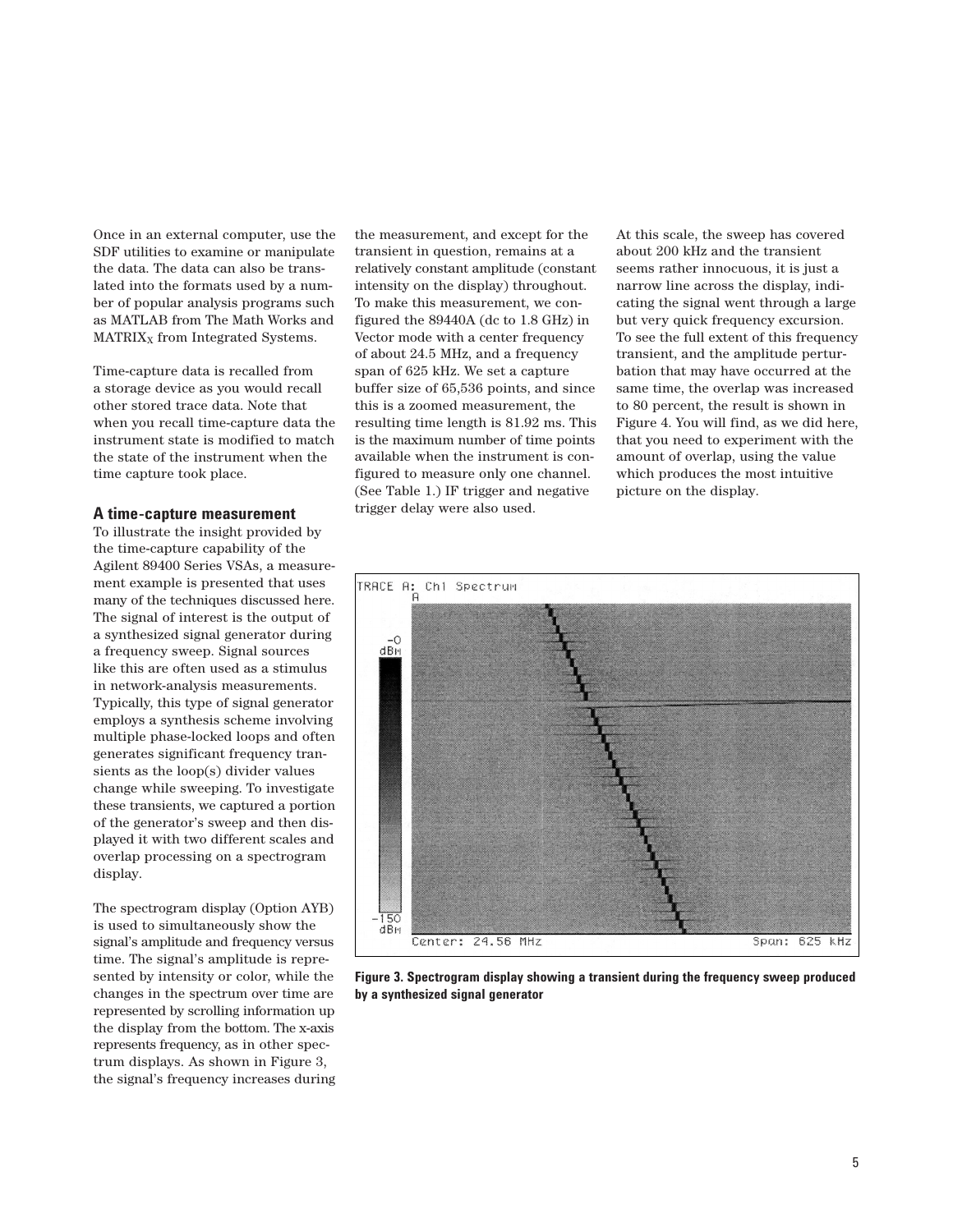Once in an external computer, use the SDF utilities to examine or manipulate the data. The data can also be translated into the formats used by a number of popular analysis programs such as MATLAB from The Math Works and $MATRIX_X$ from Integrated Systems.

Time-capture data is recalled from a storage device as you would recall other stored trace data. Note that when you recall time-capture data the instrument state is modified to match the state of the instrument when the time capture took place.

### A time-capture measurement

To illustrate the insight provided by the time-capture capability of the Agilent 89400 Series VSAs, a measurement example is presented that uses many of the techniques discussed here. The signal of interest is the output of a synthesized signal generator during a frequency sweep. Signal sources like this are often used as a stimulus in network-analysis measurements. Typically, this type of signal generator employs a synthesis scheme involving multiple phase-locked loops and often generates significant frequency transients as the loop(s) divider values change while sweeping. To investigate these transients, we captured a portion of the generator's sweep and then displayed it with two different scales and overlap processing on a spectrogram display.

The spectrogram display (Option AYB) is used to simultaneously show the signal's amplitude and frequency versus time. The signal's amplitude is represented by intensity or color, while the changes in the spectrum over time are represented by scrolling information up the display from the bottom. The x-axis represents frequency, as in other spectrum displays. As shown in Figure 3, the signal's frequency increases during the measurement, and except for the transient in question, remains at a relatively constant amplitude (constant intensity on the display) throughout. To make this measurement, we configured the 89440A (dc to 1.8 GHz) in Vector mode with a center frequency of about 24.5 MHz, and a frequency span of 625 kHz. We set a capture buffer size of 65,536 points, and since this is a zoomed measurement, the resulting time length is 81.92 ms. This is the maximum number of time points available when the instrument is configured to measure only one channel. (See Table 1.) IF trigger and negative trigger delay were also used.

At this scale, the sweep has covered about 200 kHz and the transient seems rather innocuous, it is just a narrow line across the display, indicating the signal went through a large but very quick frequency excursion. To see the full extent of this frequency transient, and the amplitude perturbation that may have occurred at the same time, the overlap was increased to 80 percent, the result is shown in Figure 4. You will find, as we did here, that you need to experiment with the amount of overlap, using the value which produces the most intuitive picture on the display.

**Figure 3. Spectrogram display showing a transient during the frequency sweep produced by a synthesized signal generator**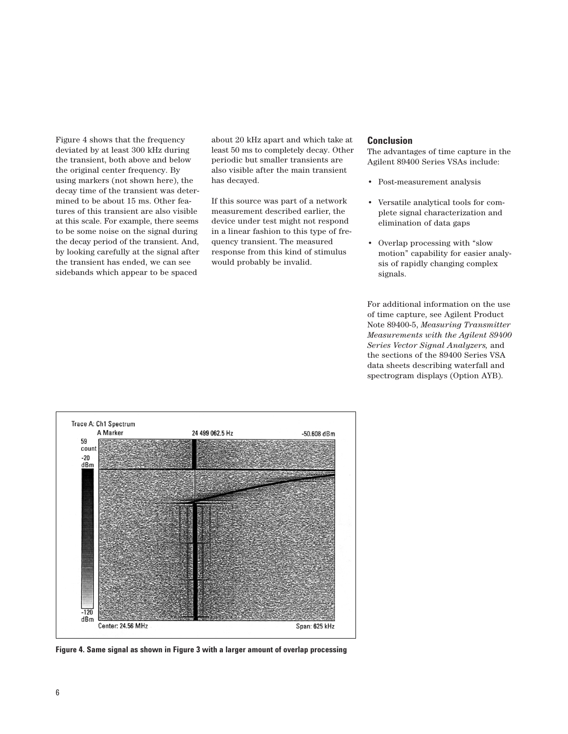Figure 4 shows that the frequency deviated by at least 300 kHz during the transient, both above and below the original center frequency. By using markers (not shown here), the decay time of the transient was determined to be about 15 ms. Other features of this transient are also visible at this scale. For example, there seems to be some noise on the signal during the decay period of the transient. And, by looking carefully at the signal after the transient has ended, we can see sidebands which appear to be spaced about 20 kHz apart and which take at least 50 ms to completely decay. Other periodic but smaller transients are also visible after the main transient has decayed.

If this source was part of a network measurement described earlier, the device under test might not respond in a linear fashion to this type of frequency transient. The measured response from this kind of stimulus would probably be invalid.

## Conclusion

The advantages of time capture in the Agilent 89400 Series VSAs include:

- Post-measurement analysis
- Versatile analytical tools for complete signal characterization and elimination of data gaps
- Overlap processing with "slow motion" capability for easier analysis of rapidly changing complex signals.

For additional information on the use of time capture, see Agilent Product Note 89400-5, *Measuring Transmitter Measurements with the Agilent 89400 Series Vector Signal Analyzers,* and the sections of the 89400 Series VSA data sheets describing waterfall and spectrogram displays (Option AYB).

Trace A: Ch1 Spectrum
A Marker 24 499 062.5 Hz -50.608 dBm
59 count
-20 dBm
-120 dBm
Center: 24.56 MHz Span: 625 kHz

**Figure 4. Same signal as shown in Figure 3 with a larger amount of overlap processing**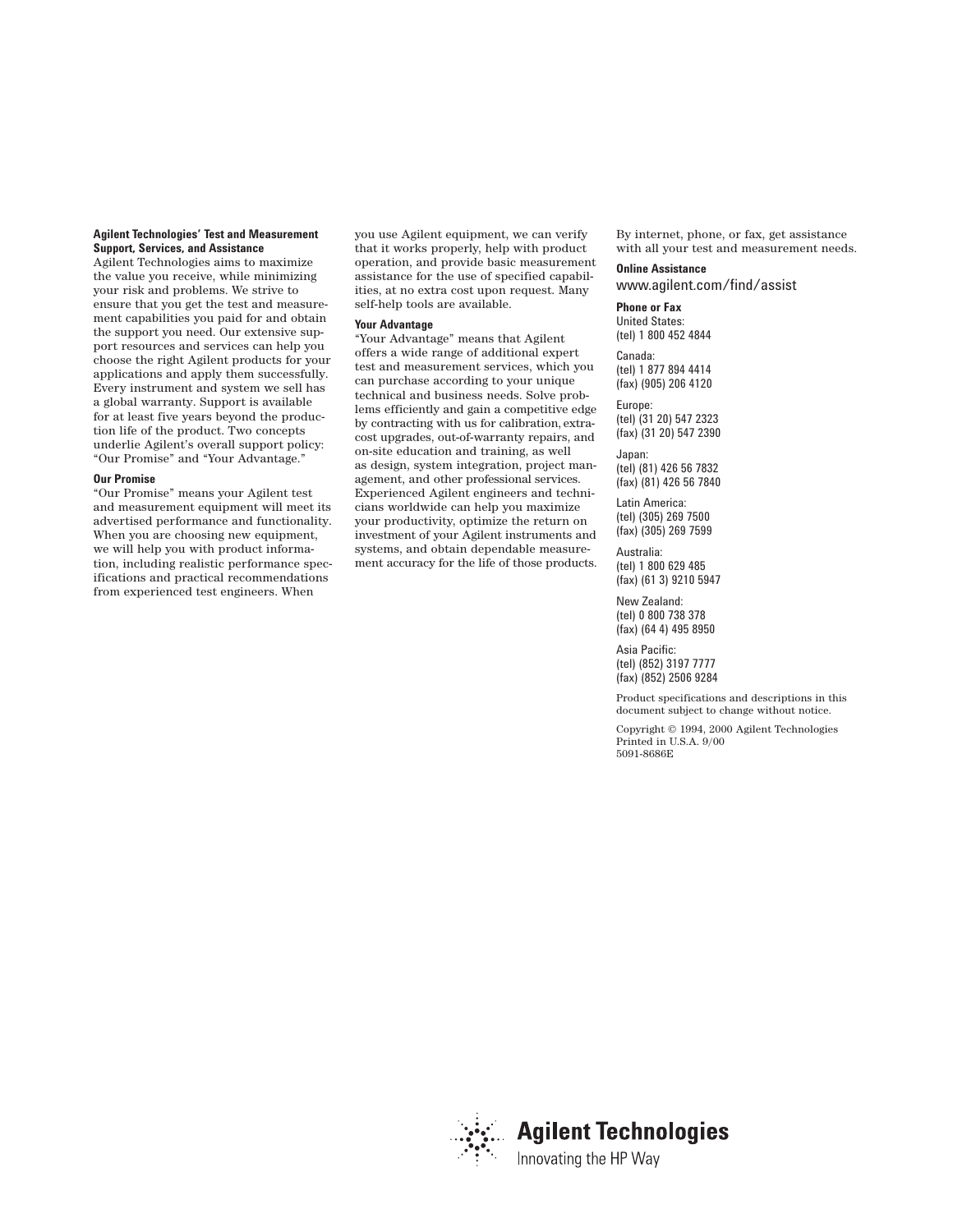### Agilent Technologies' Test and Measurement Support, Services, and Assistance

Agilent Technologies aims to maximize the value you receive, while minimizing your risk and problems. We strive to ensure that you get the test and measurement capabilities you paid for and obtain the support you need. Our extensive support resources and services can help you choose the right Agilent products for your applications and apply them successfully. Every instrument and system we sell has a global warranty. Support is available for at least five years beyond the production life of the product. Two concepts underlie Agilent's overall support policy: "Our Promise" and "Your Advantage."

#### Our Promise

"Our Promise" means your Agilent test and measurement equipment will meet its advertised performance and functionality. When you are choosing new equipment, we will help you with product information, including realistic performance specifications and practical recommendations from experienced test engineers. When you use Agilent equipment, we can verify that it works properly, help with product operation, and provide basic measurement assistance for the use of specified capabilities, at no extra cost upon request. Many self-help tools are available.

#### Your Advantage

"Your Advantage" means that Agilent offers a wide range of additional expert test and measurement services, which you can purchase according to your unique technical and business needs. Solve problems efficiently and gain a competitive edge by contracting with us for calibration, extra-cost upgrades, out-of-warranty repairs, and on-site education and training, as well as design, system integration, project management, and other professional services. Experienced Agilent engineers and technicians worldwide can help you maximize your productivity, optimize the return on investment of your Agilent instruments and systems, and obtain dependable measurement accuracy for the life of those products.

By internet, phone, or fax, get assistance with all your test and measurement needs.

**Online Assistance**

www.agilent.com/find/assist

**Phone or Fax**

United States:
(tel) 1 800 452 4844

Canada:
(tel) 1 877 894 4414
(fax) (905) 206 4120

Europe:
(tel) (31 20) 547 2323
(fax) (31 20) 547 2390

Japan:
(tel) (81) 426 56 7832
(fax) (81) 426 56 7840

Latin America:
(tel) (305) 269 7500
(fax) (305) 269 7599

Australia:
(tel) 1 800 629 485
(fax) (61 3) 9210 5947

New Zealand:
(tel) 0 800 738 378
(fax) (64 4) 495 8950

Asia Pacific:
(tel) (852) 3197 7777
(fax) (852) 2506 9284

Product specifications and descriptions in this document subject to change without notice.

Copyright © 1994, 2000 Agilent Technologies
Printed in U.S.A. 9/00
5091-8686E

**Agilent Technologies**
Innovating the HP Way